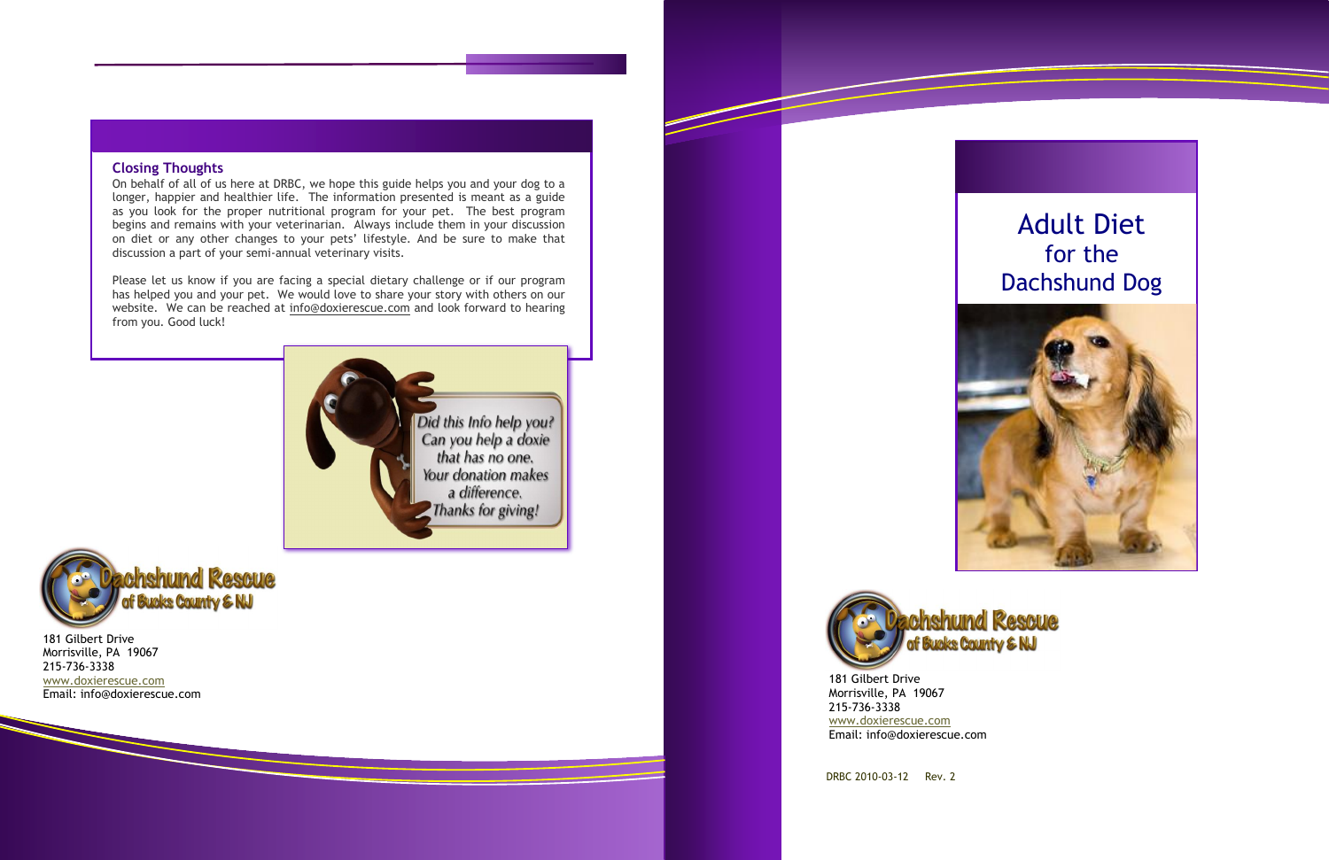## Closing Thoughts

On behalf of all of us here at DRBC, we hope this guide helps you and your dog to a longer, happier and healthier life. The information presented is meant as a guide as you look for the proper nutritional program for your pet. The best program begins and remains with your veterinarian. Always include them in your discussion on diet or any other changes to your pets' lifestyle. And be sure to make that discussion a part of your semi-annual veterinary visits.

Please let us know if you are facing a special dietary challenge or if our program has helped you and your pet. We would love to share your story with others on our website. We can be reached at info@doxierescue.com and look forward to hearing from you. Good luck!

*Did this Info help you? Can you help a doxie that has no one. Your donation makes a difference. Thanks for giving!*

**Dachshund Rescue of Bucks County & NJ**

181 Gilbert Drive
Morrisville, PA 19067
215-736-3338
www.doxierescue.com
Email: info@doxierescue.com

# Adult Diet for the Dachshund Dog

**Dachshund Rescue of Bucks County & NJ**

181 Gilbert Drive
Morrisville, PA 19067
215-736-3338
www.doxierescue.com
Email: info@doxierescue.com

DRBC 2010-03-12 Rev. 2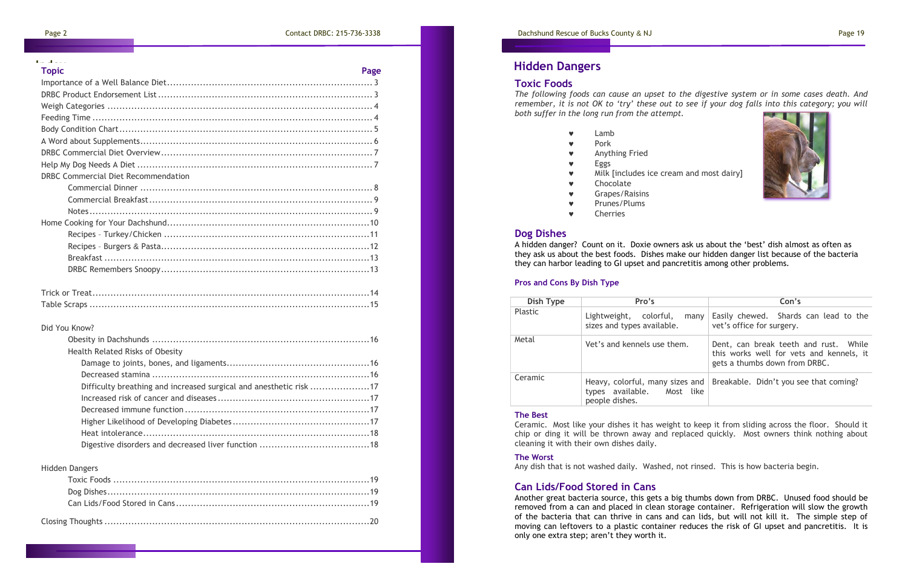## Index

| Topic | Page |
|---|---|
| Importance of a Well Balance Diet | 3 |
| DRBC Product Endorsement List | 3 |
| Weigh Categories | 4 |
| Feeding Time | 4 |
| Body Condition Chart | 5 |
| A Word about Supplements | 6 |
| DRBC Commercial Diet Overview | 7 |
| Help My Dog Needs A Diet | 7 |
| DRBC Commercial Diet Recommendation | |
| Commercial Dinner | 8 |
| Commercial Breakfast | 9 |
| Notes | 9 |
| Home Cooking for Your Dachshund | 10 |
| Recipes – Turkey/Chicken | 11 |
| Recipes – Burgers & Pasta | 12 |
| Breakfast | 13 |
| DRBC Remembers Snoopy | 13 |
| Trick or Treat | 14 |
| Table Scraps | 15 |
| Did You Know? | |
| Obesity in Dachshunds | 16 |
| Health Related Risks of Obesity | |
| Damage to joints, bones, and ligaments | 16 |
| Decreased stamina | 16 |
| Difficulty breathing and increased surgical and anesthetic risk | 17 |
| Increased risk of cancer and diseases | 17 |
| Decreased immune function | 17 |
| Higher Likelihood of Developing Diabetes | 17 |
| Heat intolerance | 18 |
| Digestive disorders and decreased liver function | 18 |
| Hidden Dangers | |
| Toxic Foods | 19 |
| Dog Dishes | 19 |
| Can Lids/Food Stored in Cans | 19 |
| Closing Thoughts | 20 |

# Hidden Dangers

## Toxic Foods

*The following foods can cause an upset to the digestive system or in some cases death. And remember, it is not OK to 'try' these out to see if your dog falls into this category; you will both suffer in the long run from the attempt.*

- Lamb
- Pork
- Anything Fried
- Eggs
- Milk [includes ice cream and most dairy]
- Chocolate
- Grapes/Raisins
- Prunes/Plums
- Cherries

## Dog Dishes

A hidden danger? Count on it. Doxie owners ask us about the 'best' dish almost as often as they ask us about the best foods. Dishes make our hidden danger list because of the bacteria they can harbor leading to GI upset and pancretitis among other problems.

### Pros and Cons By Dish Type

| Dish Type | Pro's | Con's |
|---|---|---|
| Plastic | Lightweight, colorful, many sizes and types available. | Easily chewed. Shards can lead to the vet's office for surgery. |
| Metal | Vet's and kennels use them. | Dent, can break teeth and rust. While this works well for vets and kennels, it gets a thumbs down from DRBC. |
| Ceramic | Heavy, colorful, many sizes and types available. Most like people dishes. | Breakable. Didn't you see that coming? |

### The Best

Ceramic. Most like your dishes it has weight to keep it from sliding across the floor. Should it chip or ding it will be thrown away and replaced quickly. Most owners think nothing about cleaning it with their own dishes daily.

### The Worst

Any dish that is not washed daily. Washed, not rinsed. This is how bacteria begin.

## Can Lids/Food Stored in Cans

Another great bacteria source, this gets a big thumbs down from DRBC. Unused food should be removed from a can and placed in clean storage container. Refrigeration will slow the growth of the bacteria that can thrive in cans and can lids, but will not kill it. The simple step of moving can leftovers to a plastic container reduces the risk of GI upset and pancretitis. It is only one extra step; aren't they worth it.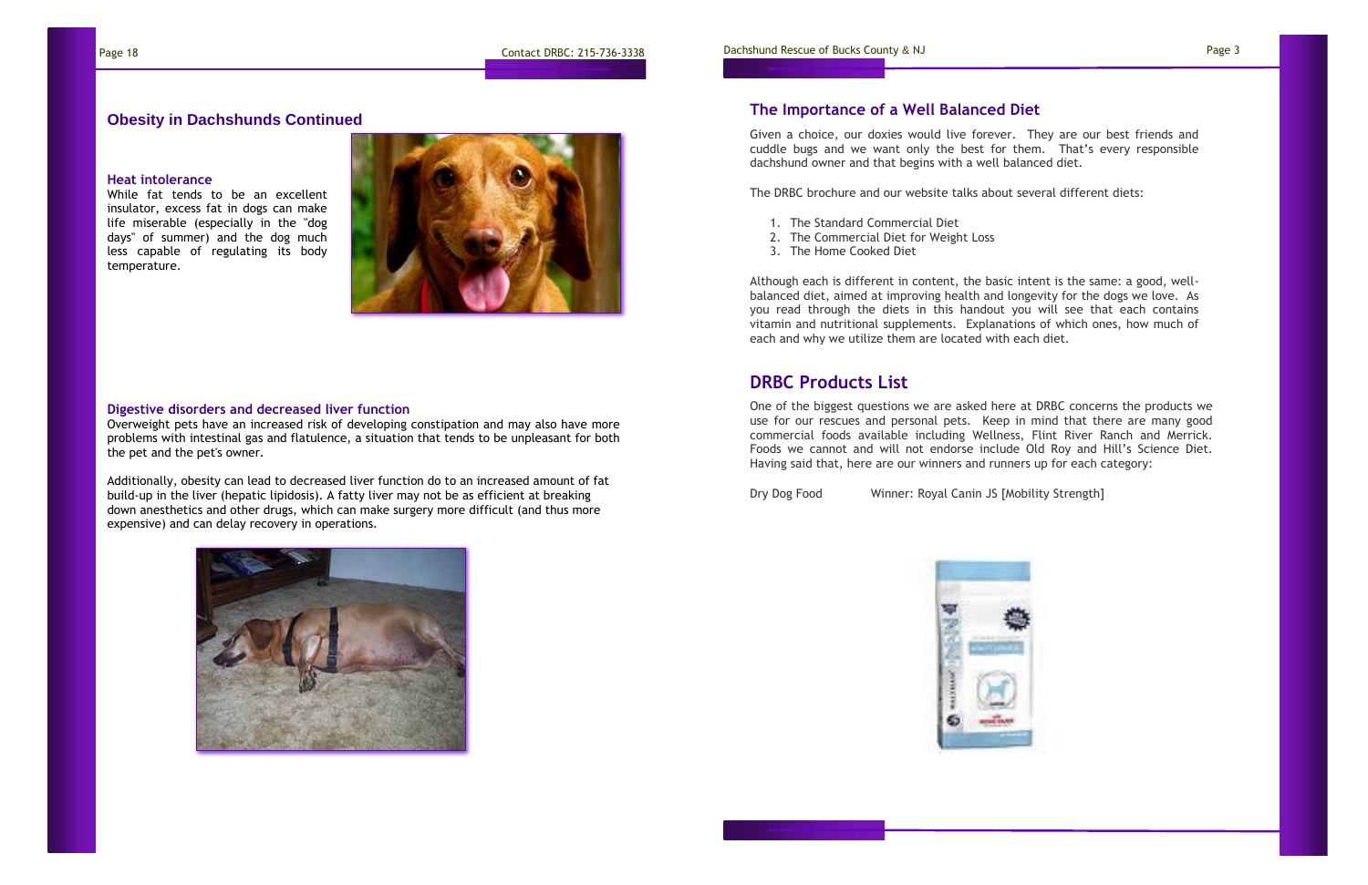## Obesity in Dachshunds Continued

### Heat intolerance

While fat tends to be an excellent insulator, excess fat in dogs can make life miserable (especially in the "dog days" of summer) and the dog much less capable of regulating its body temperature.

### Digestive disorders and decreased liver function

Overweight pets have an increased risk of developing constipation and may also have more problems with intestinal gas and flatulence, a situation that tends to be unpleasant for both the pet and the pet's owner.

Additionally, obesity can lead to decreased liver function do to an increased amount of fat build-up in the liver (hepatic lipidosis). A fatty liver may not be as efficient at breaking down anesthetics and other drugs, which can make surgery more difficult (and thus more expensive) and can delay recovery in operations.

## The Importance of a Well Balanced Diet

Given a choice, our doxies would live forever. They are our best friends and cuddle bugs and we want only the best for them. That's every responsible dachshund owner and that begins with a well balanced diet.

The DRBC brochure and our website talks about several different diets:

1. The Standard Commercial Diet
2. The Commercial Diet for Weight Loss
3. The Home Cooked Diet

Although each is different in content, the basic intent is the same: a good, well-balanced diet, aimed at improving health and longevity for the dogs we love. As you read through the diets in this handout you will see that each contains vitamin and nutritional supplements. Explanations of which ones, how much of each and why we utilize them are located with each diet.

## DRBC Products List

One of the biggest questions we are asked here at DRBC concerns the products we use for our rescues and personal pets. Keep in mind that there are many good commercial foods available including Wellness, Flint River Ranch and Merrick. Foods we cannot and will not endorse include Old Roy and Hill's Science Diet. Having said that, here are our winners and runners up for each category:

Dry Dog Food    Winner: Royal Canin JS [Mobility Strength]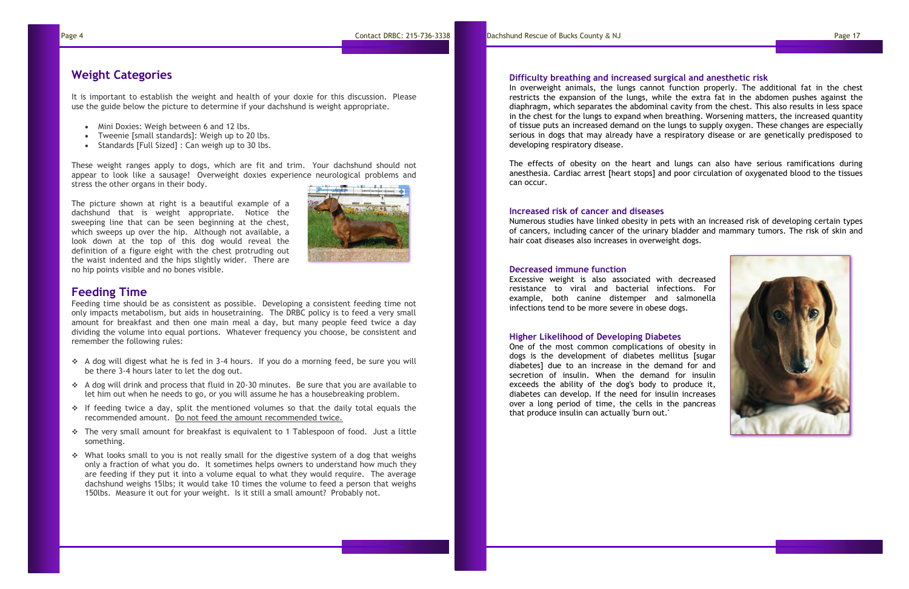## Weight Categories

It is important to establish the weight and health of your doxie for this discussion. Please use the guide below the picture to determine if your dachshund is weight appropriate.

- Mini Doxies: Weigh between 6 and 12 lbs.
- Tweenie [small standards]: Weigh up to 20 lbs.
- Standards [Full Sized] : Can weigh up to 30 lbs.

These weight ranges apply to dogs, which are fit and trim. Your dachshund should not appear to look like a sausage! Overweight doxies experience neurological problems and stress the other organs in their body.

The picture shown at right is a beautiful example of a dachshund that is weight appropriate. Notice the sweeping line that can be seen beginning at the chest, which sweeps up over the hip. Although not available, a look down at the top of this dog would reveal the definition of a figure eight with the chest protruding out the waist indented and the hips slightly wider. There are no hip points visible and no bones visible.

## Feeding Time

Feeding time should be as consistent as possible. Developing a consistent feeding time not only impacts metabolism, but aids in housetraining. The DRBC policy is to feed a very small amount for breakfast and then one main meal a day, but many people feed twice a day dividing the volume into equal portions. Whatever frequency you choose, be consistent and remember the following rules:

- A dog will digest what he is fed in 3-4 hours. If you do a morning feed, be sure you will be there 3-4 hours later to let the dog out.
- A dog will drink and process that fluid in 20-30 minutes. Be sure that you are available to let him out when he needs to go, or you will assume he has a housebreaking problem.
- If feeding twice a day, split the mentioned volumes so that the daily total equals the recommended amount. <u>Do not feed the amount recommended twice.</u>
- The very small amount for breakfast is equivalent to 1 Tablespoon of food. Just a little something.
- What looks small to you is not really small for the digestive system of a dog that weighs only a fraction of what you do. It sometimes helps owners to understand how much they are feeding if they put it into a volume equal to what they would require. The average dachshund weighs 15lbs; it would take 10 times the volume to feed a person that weighs 150lbs. Measure it out for your weight. Is it still a small amount? Probably not.

### Difficulty breathing and increased surgical and anesthetic risk

In overweight animals, the lungs cannot function properly. The additional fat in the chest restricts the expansion of the lungs, while the extra fat in the abdomen pushes against the diaphragm, which separates the abdominal cavity from the chest. This also results in less space in the chest for the lungs to expand when breathing. Worsening matters, the increased quantity of tissue puts an increased demand on the lungs to supply oxygen. These changes are especially serious in dogs that may already have a respiratory disease or are genetically predisposed to developing respiratory disease.

The effects of obesity on the heart and lungs can also have serious ramifications during anesthesia. Cardiac arrest [heart stops] and poor circulation of oxygenated blood to the tissues can occur.

### Increased risk of cancer and diseases

Numerous studies have linked obesity in pets with an increased risk of developing certain types of cancers, including cancer of the urinary bladder and mammary tumors. The risk of skin and hair coat diseases also increases in overweight dogs.

### Decreased immune function

Excessive weight is also associated with decreased resistance to viral and bacterial infections. For example, both canine distemper and salmonella infections tend to be more severe in obese dogs.

### Higher Likelihood of Developing Diabetes

One of the most common complications of obesity in dogs is the development of diabetes mellitus [sugar diabetes] due to an increase in the demand for and secretion of insulin. When the demand for insulin exceeds the ability of the dog's body to produce it, diabetes can develop. If the need for insulin increases over a long period of time, the cells in the pancreas that produce insulin can actually 'burn out.'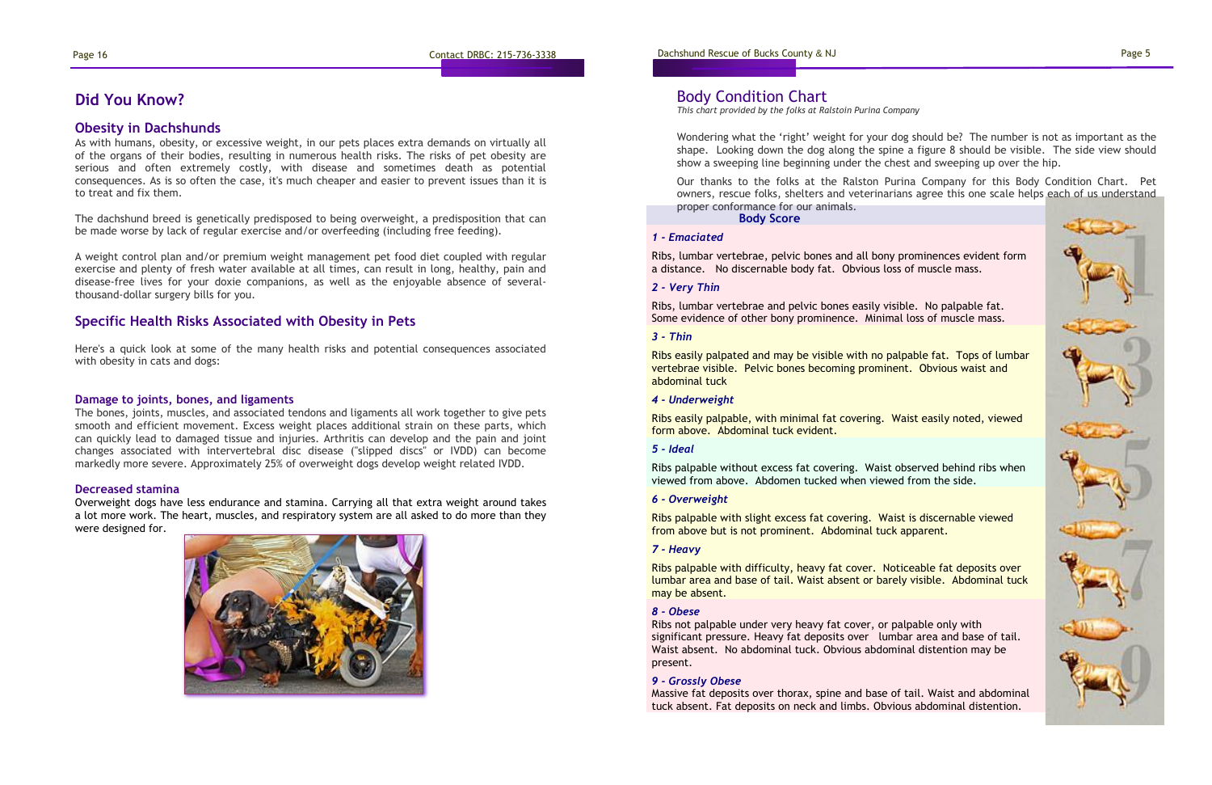## Did You Know?

### Obesity in Dachshunds

As with humans, obesity, or excessive weight, in our pets places extra demands on virtually all of the organs of their bodies, resulting in numerous health risks. The risks of pet obesity are serious and often extremely costly, with disease and sometimes death as potential consequences. As is so often the case, it's much cheaper and easier to prevent issues than it is to treat and fix them.

The dachshund breed is genetically predisposed to being overweight, a predisposition that can be made worse by lack of regular exercise and/or overfeeding (including free feeding).

A weight control plan and/or premium weight management pet food diet coupled with regular exercise and plenty of fresh water available at all times, can result in long, healthy, pain and disease-free lives for your doxie companions, as well as the enjoyable absence of several-thousand-dollar surgery bills for you.

### Specific Health Risks Associated with Obesity in Pets

Here's a quick look at some of the many health risks and potential consequences associated with obesity in cats and dogs:

#### Damage to joints, bones, and ligaments

The bones, joints, muscles, and associated tendons and ligaments all work together to give pets smooth and efficient movement. Excess weight places additional strain on these parts, which can quickly lead to damaged tissue and injuries. Arthritis can develop and the pain and joint changes associated with intervertebral disc disease ("slipped discs" or IVDD) can become markedly more severe. Approximately 25% of overweight dogs develop weight related IVDD.

#### Decreased stamina

Overweight dogs have less endurance and stamina. Carrying all that extra weight around takes a lot more work. The heart, muscles, and respiratory system are all asked to do more than they were designed for.

## Body Condition Chart

*This chart provided by the folks at Ralstoin Purina Company*

Wondering what the 'right' weight for your dog should be? The number is not as important as the shape. Looking down the dog along the spine a figure 8 should be visible. The side view should show a sweeping line beginning under the chest and sweeping up over the hip.

Our thanks to the folks at the Ralston Purina Company for this Body Condition Chart. Pet owners, rescue folks, shelters and veterinarians agree this one scale helps each of us understand proper conformance for our animals.

**Body Score**

***1 - Emaciated***

Ribs, lumbar vertebrae, pelvic bones and all bony prominences evident form a distance. No discernable body fat. Obvious loss of muscle mass.

***2 - Very Thin***

Ribs, lumbar vertebrae and pelvic bones easily visible. No palpable fat. Some evidence of other bony prominence. Minimal loss of muscle mass.

***3 - Thin***

Ribs easily palpated and may be visible with no palpable fat. Tops of lumbar vertebrae visible. Pelvic bones becoming prominent. Obvious waist and abdominal tuck

***4 - Underweight***

Ribs easily palpable, with minimal fat covering. Waist easily noted, viewed form above. Abdominal tuck evident.

***5 - Ideal***

Ribs palpable without excess fat covering. Waist observed behind ribs when viewed from above. Abdomen tucked when viewed from the side.

***6 - Overweight***

Ribs palpable with slight excess fat covering. Waist is discernable viewed from above but is not prominent. Abdominal tuck apparent.

***7 - Heavy***

Ribs palpable with difficulty, heavy fat cover. Noticeable fat deposits over lumbar area and base of tail. Waist absent or barely visible. Abdominal tuck may be absent.

***8 - Obese***

Ribs not palpable under very heavy fat cover, or palpable only with significant pressure. Heavy fat deposits over lumbar area and base of tail. Waist absent. No abdominal tuck. Obvious abdominal distention may be present.

***9 - Grossly Obese***

Massive fat deposits over thorax, spine and base of tail. Waist and abdominal tuck absent. Fat deposits on neck and limbs. Obvious abdominal distention.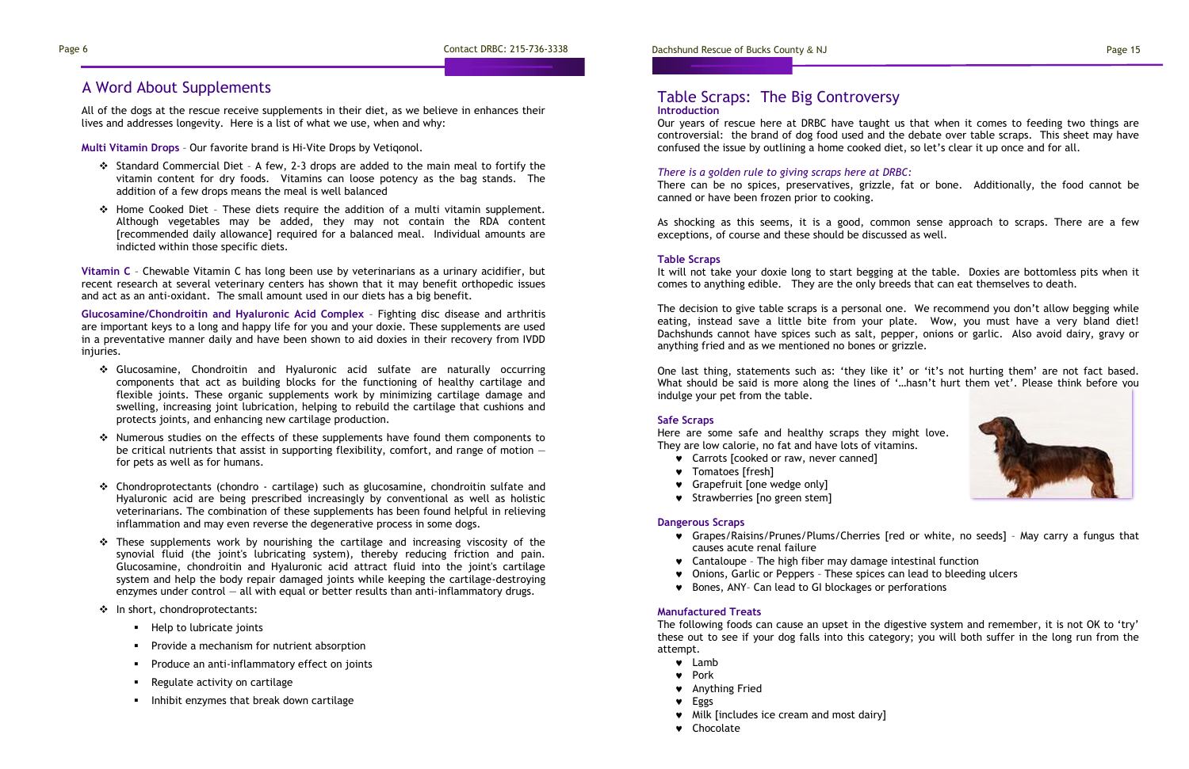## A Word About Supplements

All of the dogs at the rescue receive supplements in their diet, as we believe in enhances their lives and addresses longevity. Here is a list of what we use, when and why:

**Multi Vitamin Drops** – Our favorite brand is Hi-Vite Drops by Vetiqonol.

- Standard Commercial Diet – A few, 2-3 drops are added to the main meal to fortify the vitamin content for dry foods. Vitamins can loose potency as the bag stands. The addition of a few drops means the meal is well balanced
- Home Cooked Diet – These diets require the addition of a multi vitamin supplement. Although vegetables may be added, they may not contain the RDA content [recommended daily allowance] required for a balanced meal. Individual amounts are indicted within those specific diets.

**Vitamin C** – Chewable Vitamin C has long been use by veterinarians as a urinary acidifier, but recent research at several veterinary centers has shown that it may benefit orthopedic issues and act as an anti-oxidant. The small amount used in our diets has a big benefit.

**Glucosamine/Chondroitin and Hyaluronic Acid Complex** – Fighting disc disease and arthritis are important keys to a long and happy life for you and your doxie. These supplements are used in a preventative manner daily and have been shown to aid doxies in their recovery from IVDD injuries.

- Glucosamine, Chondroitin and Hyaluronic acid sulfate are naturally occurring components that act as building blocks for the functioning of healthy cartilage and flexible joints. These organic supplements work by minimizing cartilage damage and swelling, increasing joint lubrication, helping to rebuild the cartilage that cushions and protects joints, and enhancing new cartilage production.
- Numerous studies on the effects of these supplements have found them components to be critical nutrients that assist in supporting flexibility, comfort, and range of motion — for pets as well as for humans.
- Chondroprotectants (chondro - cartilage) such as glucosamine, chondroitin sulfate and Hyaluronic acid are being prescribed increasingly by conventional as well as holistic veterinarians. The combination of these supplements has been found helpful in relieving inflammation and may even reverse the degenerative process in some dogs.
- These supplements work by nourishing the cartilage and increasing viscosity of the synovial fluid (the joint's lubricating system), thereby reducing friction and pain. Glucosamine, chondroitin and Hyaluronic acid attract fluid into the joint's cartilage system and help the body repair damaged joints while keeping the cartilage-destroying enzymes under control — all with equal or better results than anti-inflammatory drugs.
- In short, chondroprotectants:
  - Help to lubricate joints
  - Provide a mechanism for nutrient absorption
  - Produce an anti-inflammatory effect on joints
  - Regulate activity on cartilage
  - Inhibit enzymes that break down cartilage

## Table Scraps: The Big Controversy

### Introduction

Our years of rescue here at DRBC have taught us that when it comes to feeding two things are controversial: the brand of dog food used and the debate over table scraps. This sheet may have confused the issue by outlining a home cooked diet, so let's clear it up once and for all.

*There is a golden rule to giving scraps here at DRBC:*

There can be no spices, preservatives, grizzle, fat or bone. Additionally, the food cannot be canned or have been frozen prior to cooking.

As shocking as this seems, it is a good, common sense approach to scraps. There are a few exceptions, of course and these should be discussed as well.

### Table Scraps

It will not take your doxie long to start begging at the table. Doxies are bottomless pits when it comes to anything edible. They are the only breeds that can eat themselves to death.

The decision to give table scraps is a personal one. We recommend you don't allow begging while eating, instead save a little bite from your plate. Wow, you must have a very bland diet! Dachshunds cannot have spices such as salt, pepper, onions or garlic. Also avoid dairy, gravy or anything fried and as we mentioned no bones or grizzle.

One last thing, statements such as: 'they like it' or 'it's not hurting them' are not fact based. What should be said is more along the lines of '…hasn't hurt them yet'. Please think before you indulge your pet from the table.

### Safe Scraps

Here are some safe and healthy scraps they might love. They are low calorie, no fat and have lots of vitamins.

- Carrots [cooked or raw, never canned]
- Tomatoes [fresh]
- Grapefruit [one wedge only]
- Strawberries [no green stem]

### Dangerous Scraps

- Grapes/Raisins/Prunes/Plums/Cherries [red or white, no seeds] – May carry a fungus that causes acute renal failure
- Cantaloupe – The high fiber may damage intestinal function
- Onions, Garlic or Peppers – These spices can lead to bleeding ulcers
- Bones, ANY– Can lead to GI blockages or perforations

### Manufactured Treats

The following foods can cause an upset in the digestive system and remember, it is not OK to 'try' these out to see if your dog falls into this category; you will both suffer in the long run from the attempt.

- Lamb
- Pork
- Anything Fried
- Eggs
- Milk [includes ice cream and most dairy]
- Chocolate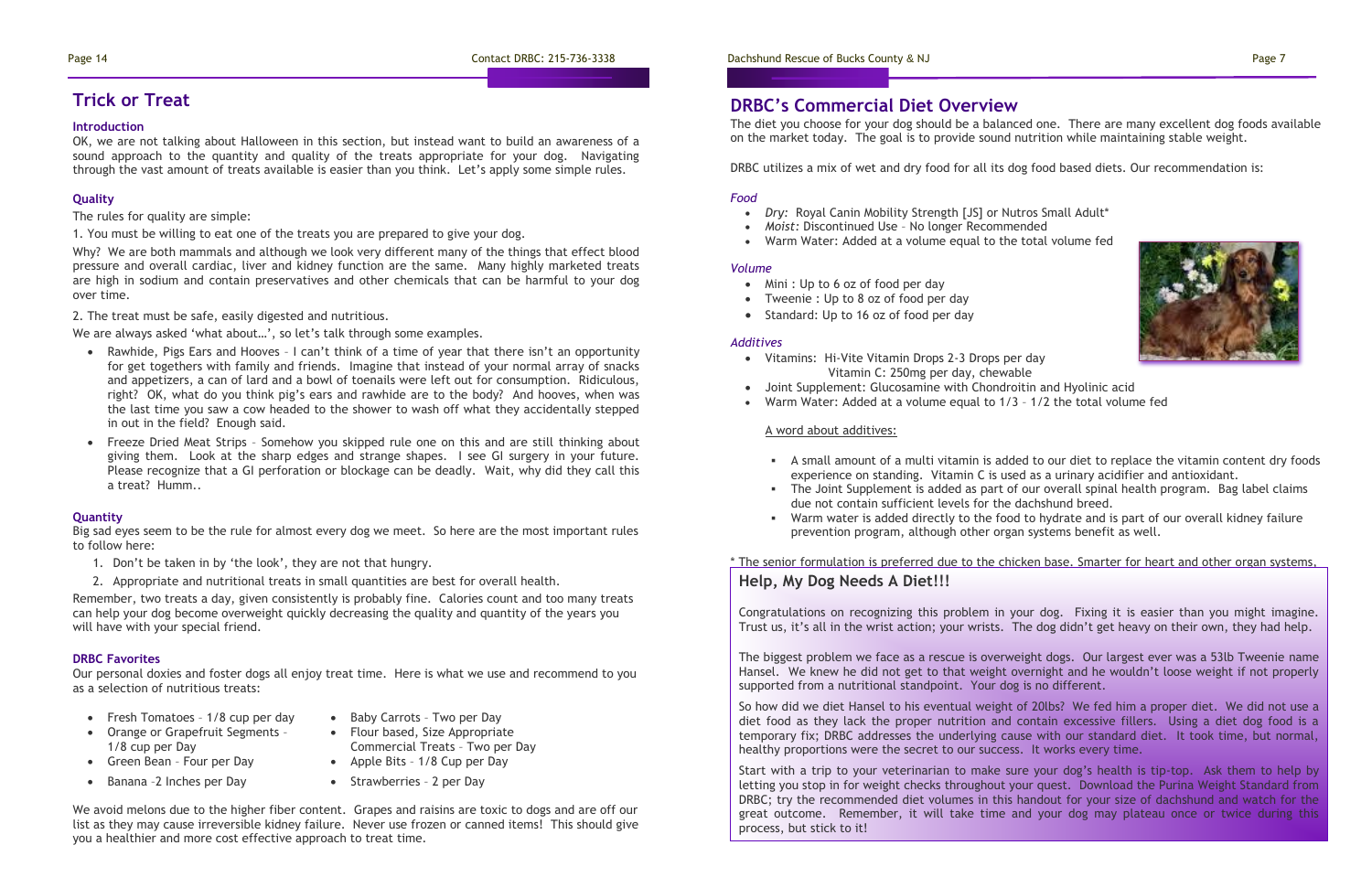## Trick or Treat

### Introduction

OK, we are not talking about Halloween in this section, but instead want to build an awareness of a sound approach to the quantity and quality of the treats appropriate for your dog. Navigating through the vast amount of treats available is easier than you think. Let's apply some simple rules.

### Quality

The rules for quality are simple:

1. You must be willing to eat one of the treats you are prepared to give your dog.

Why? We are both mammals and although we look very different many of the things that effect blood pressure and overall cardiac, liver and kidney function are the same. Many highly marketed treats are high in sodium and contain preservatives and other chemicals that can be harmful to your dog over time.

2. The treat must be safe, easily digested and nutritious.

We are always asked 'what about…', so let's talk through some examples.

- Rawhide, Pigs Ears and Hooves – I can't think of a time of year that there isn't an opportunity for get togethers with family and friends. Imagine that instead of your normal array of snacks and appetizers, a can of lard and a bowl of toenails were left out for consumption. Ridiculous, right? OK, what do you think pig's ears and rawhide are to the body? And hooves, when was the last time you saw a cow headed to the shower to wash off what they accidentally stepped in out in the field? Enough said.
- Freeze Dried Meat Strips – Somehow you skipped rule one on this and are still thinking about giving them. Look at the sharp edges and strange shapes. I see GI surgery in your future. Please recognize that a GI perforation or blockage can be deadly. Wait, why did they call this a treat? Humm..

### Quantity

Big sad eyes seem to be the rule for almost every dog we meet. So here are the most important rules to follow here:

1. Don't be taken in by 'the look', they are not that hungry.
2. Appropriate and nutritional treats in small quantities are best for overall health.

Remember, two treats a day, given consistently is probably fine. Calories count and too many treats can help your dog become overweight quickly decreasing the quality and quantity of the years you will have with your special friend.

### DRBC Favorites

Our personal doxies and foster dogs all enjoy treat time. Here is what we use and recommend to you as a selection of nutritious treats:

- Fresh Tomatoes – 1/8 cup per day
- Orange or Grapefruit Segments – 1/8 cup per Day
- Green Bean – Four per Day
- Banana –2 Inches per Day
- Baby Carrots – Two per Day
- Flour based, Size Appropriate Commercial Treats – Two per Day
- Apple Bits – 1/8 Cup per Day
- Strawberries – 2 per Day

We avoid melons due to the higher fiber content. Grapes and raisins are toxic to dogs and are off our list as they may cause irreversible kidney failure. Never use frozen or canned items! This should give you a healthier and more cost effective approach to treat time.

## DRBC's Commercial Diet Overview

The diet you choose for your dog should be a balanced one. There are many excellent dog foods available on the market today. The goal is to provide sound nutrition while maintaining stable weight.

DRBC utilizes a mix of wet and dry food for all its dog food based diets. Our recommendation is:

*Food*

- *Dry:* Royal Canin Mobility Strength [JS] or Nutros Small Adult*
- *Moist:* Discontinued Use – No longer Recommended
- Warm Water: Added at a volume equal to the total volume fed

*Volume*

- Mini : Up to 6 oz of food per day
- Tweenie : Up to 8 oz of food per day
- Standard: Up to 16 oz of food per day

*Additives*

- Vitamins: Hi-Vite Vitamin Drops 2-3 Drops per day
  Vitamin C: 250mg per day, chewable
- Joint Supplement: Glucosamine with Chondroitin and Hyolinic acid
- Warm Water: Added at a volume equal to 1/3 – 1/2 the total volume fed

A word about additives:

- A small amount of a multi vitamin is added to our diet to replace the vitamin content dry foods experience on standing. Vitamin C is used as a urinary acidifier and antioxidant.
- The Joint Supplement is added as part of our overall spinal health program. Bag label claims due not contain sufficient levels for the dachshund breed.
- Warm water is added directly to the food to hydrate and is part of our overall kidney failure prevention program, although other organ systems benefit as well.

\* The senior formulation is preferred due to the chicken base. Smarter for heart and other organ systems.

## Help, My Dog Needs A Diet!!!

Congratulations on recognizing this problem in your dog. Fixing it is easier than you might imagine. Trust us, it's all in the wrist action; your wrists. The dog didn't get heavy on their own, they had help.

The biggest problem we face as a rescue is overweight dogs. Our largest ever was a 53lb Tweenie name Hansel. We knew he did not get to that weight overnight and he wouldn't loose weight if not properly supported from a nutritional standpoint. Your dog is no different.

So how did we diet Hansel to his eventual weight of 20lbs? We fed him a proper diet. We did not use a diet food as they lack the proper nutrition and contain excessive fillers. Using a diet dog food is a temporary fix; DRBC addresses the underlying cause with our standard diet. It took time, but normal, healthy proportions were the secret to our success. It works every time.

Start with a trip to your veterinarian to make sure your dog's health is tip-top. Ask them to help by letting you stop in for weight checks throughout your quest. Download the Purina Weight Standard from DRBC; try the recommended diet volumes in this handout for your size of dachshund and watch for the great outcome. Remember, it will take time and your dog may plateau once or twice during this process, but stick to it!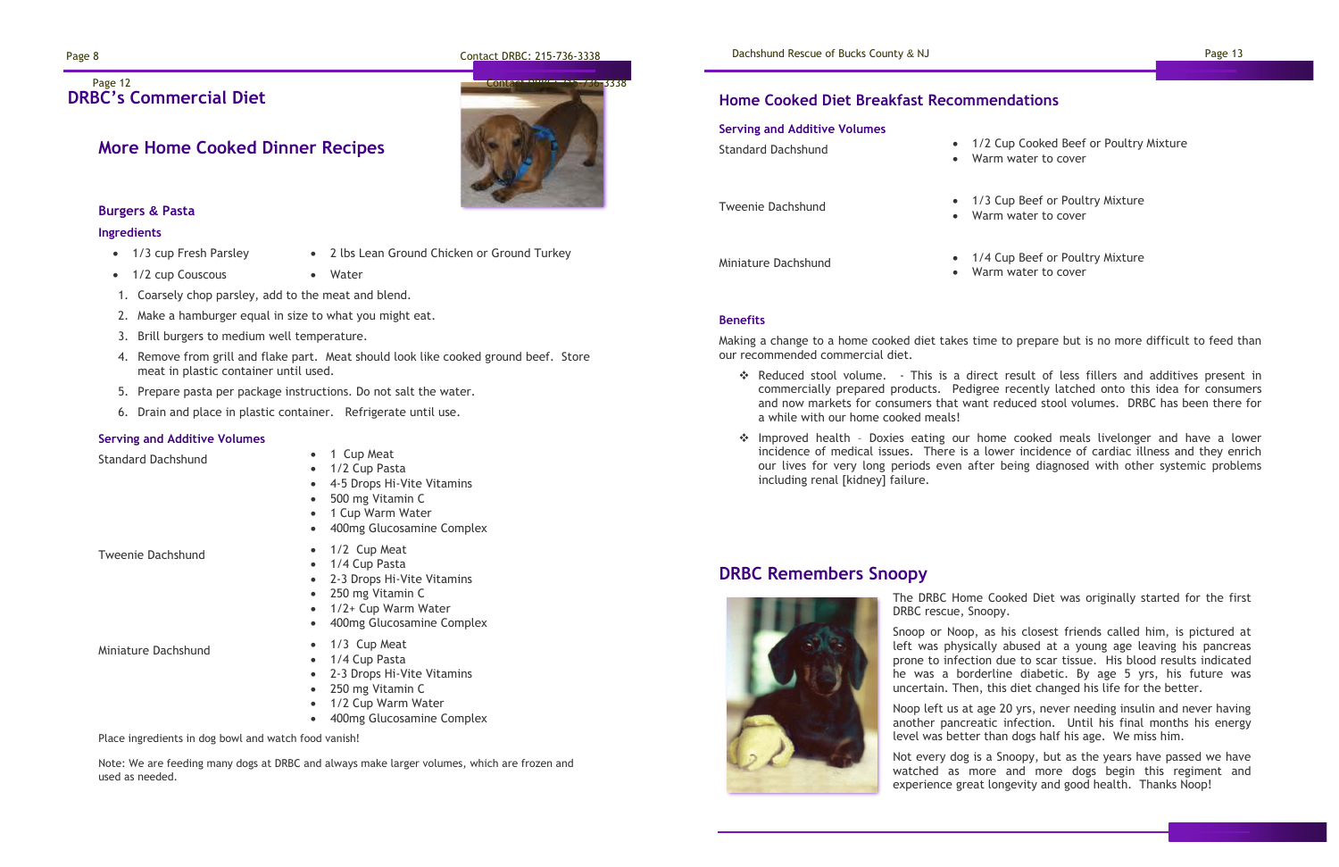## DRBC's Commercial Diet

## More Home Cooked Dinner Recipes

### Burgers & Pasta

**Ingredients**

- 1/3 cup Fresh Parsley
- 1/2 cup Couscous
- 2 lbs Lean Ground Chicken or Ground Turkey
- Water

1. Coarsely chop parsley, add to the meat and blend.
2. Make a hamburger equal in size to what you might eat.
3. Brill burgers to medium well temperature.
4. Remove from grill and flake part. Meat should look like cooked ground beef. Store meat in plastic container until used.
5. Prepare pasta per package instructions. Do not salt the water.
6. Drain and place in plastic container. Refrigerate until use.

**Serving and Additive Volumes**

Standard Dachshund

- 1 Cup Meat
- 1/2 Cup Pasta
- 4-5 Drops Hi-Vite Vitamins
- 500 mg Vitamin C
- 1 Cup Warm Water
- 400mg Glucosamine Complex

Tweenie Dachshund

- 1/2 Cup Meat
- 1/4 Cup Pasta
- 2-3 Drops Hi-Vite Vitamins
- 250 mg Vitamin C
- 1/2+ Cup Warm Water
- 400mg Glucosamine Complex

Miniature Dachshund

- 1/3 Cup Meat
- 1/4 Cup Pasta
- 2-3 Drops Hi-Vite Vitamins
- 250 mg Vitamin C
- 1/2 Cup Warm Water
- 400mg Glucosamine Complex

Place ingredients in dog bowl and watch food vanish!

Note: We are feeding many dogs at DRBC and always make larger volumes, which are frozen and used as needed.

## Home Cooked Diet Breakfast Recommendations

**Serving and Additive Volumes**

Standard Dachshund

- 1/2 Cup Cooked Beef or Poultry Mixture
- Warm water to cover

Tweenie Dachshund

- 1/3 Cup Beef or Poultry Mixture
- Warm water to cover

Miniature Dachshund

- 1/4 Cup Beef or Poultry Mixture
- Warm water to cover

**Benefits**

Making a change to a home cooked diet takes time to prepare but is no more difficult to feed than our recommended commercial diet.

- Reduced stool volume. - This is a direct result of less fillers and additives present in commercially prepared products. Pedigree recently latched onto this idea for consumers and now markets for consumers that want reduced stool volumes. DRBC has been there for a while with our home cooked meals!
- Improved health – Doxies eating our home cooked meals livelonger and have a lower incidence of medical issues. There is a lower incidence of cardiac illness and they enrich our lives for very long periods even after being diagnosed with other systemic problems including renal [kidney] failure.

## DRBC Remembers Snoopy

The DRBC Home Cooked Diet was originally started for the first DRBC rescue, Snoopy.

Snoop or Noop, as his closest friends called him, is pictured at left was physically abused at a young age leaving his pancreas prone to infection due to scar tissue. His blood results indicated he was a borderline diabetic. By age 5 yrs, his future was uncertain. Then, this diet changed his life for the better.

Noop left us at age 20 yrs, never needing insulin and never having another pancreatic infection. Until his final months his energy level was better than dogs half his age. We miss him.

Not every dog is a Snoopy, but as the years have passed we have watched as more and more dogs begin this regiment and experience great longevity and good health. Thanks Noop!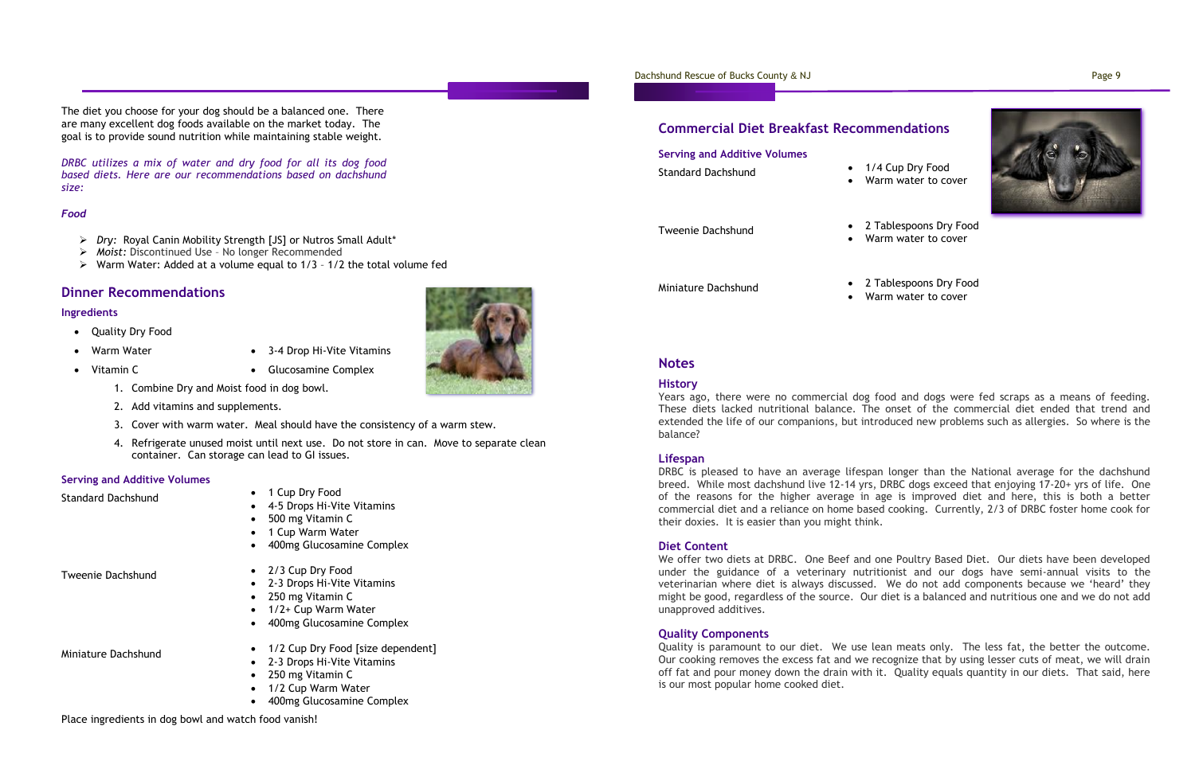The diet you choose for your dog should be a balanced one. There are many excellent dog foods available on the market today. The goal is to provide sound nutrition while maintaining stable weight.

*DRBC utilizes a mix of water and dry food for all its dog food based diets. Here are our recommendations based on dachshund size:*

*Food*

- *Dry:* Royal Canin Mobility Strength [JS] or Nutros Small Adult*
- *Moist:* Discontinued Use – No longer Recommended
- Warm Water: Added at a volume equal to 1/3 – 1/2 the total volume fed

## Dinner Recommendations

### Ingredients

- Quality Dry Food
- Warm Water
- Vitamin C
- 3-4 Drop Hi-Vite Vitamins
- Glucosamine Complex

1. Combine Dry and Moist food in dog bowl.
2. Add vitamins and supplements.
3. Cover with warm water. Meal should have the consistency of a warm stew.
4. Refrigerate unused moist until next use. Do not store in can. Move to separate clean container. Can storage can lead to GI issues.

### Serving and Additive Volumes

| Size | Serving |
| --- | --- |
| Standard Dachshund | 1 Cup Dry Food<br>4-5 Drops Hi-Vite Vitamins<br>500 mg Vitamin C<br>1 Cup Warm Water<br>400mg Glucosamine Complex |
| Tweenie Dachshund | 2/3 Cup Dry Food<br>2-3 Drops Hi-Vite Vitamins<br>250 mg Vitamin C<br>1/2+ Cup Warm Water<br>400mg Glucosamine Complex |
| Miniature Dachshund | 1/2 Cup Dry Food [size dependent]<br>2-3 Drops Hi-Vite Vitamins<br>250 mg Vitamin C<br>1/2 Cup Warm Water<br>400mg Glucosamine Complex |

Place ingredients in dog bowl and watch food vanish!

## Commercial Diet Breakfast Recommendations

### Serving and Additive Volumes

| Size | Serving |
| --- | --- |
| Standard Dachshund | 1/4 Cup Dry Food<br>Warm water to cover |
| Tweenie Dachshund | 2 Tablespoons Dry Food<br>Warm water to cover |
| Miniature Dachshund | 2 Tablespoons Dry Food<br>Warm water to cover |

## Notes

### History

Years ago, there were no commercial dog food and dogs were fed scraps as a means of feeding. These diets lacked nutritional balance. The onset of the commercial diet ended that trend and extended the life of our companions, but introduced new problems such as allergies. So where is the balance?

### Lifespan

DRBC is pleased to have an average lifespan longer than the National average for the dachshund breed. While most dachshund live 12-14 yrs, DRBC dogs exceed that enjoying 17-20+ yrs of life. One of the reasons for the higher average in age is improved diet and here, this is both a better commercial diet and a reliance on home based cooking. Currently, 2/3 of DRBC foster home cook for their doxies. It is easier than you might think.

### Diet Content

We offer two diets at DRBC. One Beef and one Poultry Based Diet. Our diets have been developed under the guidance of a veterinary nutritionist and our dogs have semi-annual visits to the veterinarian where diet is always discussed. We do not add components because we 'heard' they might be good, regardless of the source. Our diet is a balanced and nutritious one and we do not add unapproved additives.

### Quality Components

Quality is paramount to our diet. We use lean meats only. The less fat, the better the outcome. Our cooking removes the excess fat and we recognize that by using lesser cuts of meat, we will drain off fat and pour money down the drain with it. Quality equals quantity in our diets. That said, here is our most popular home cooked diet.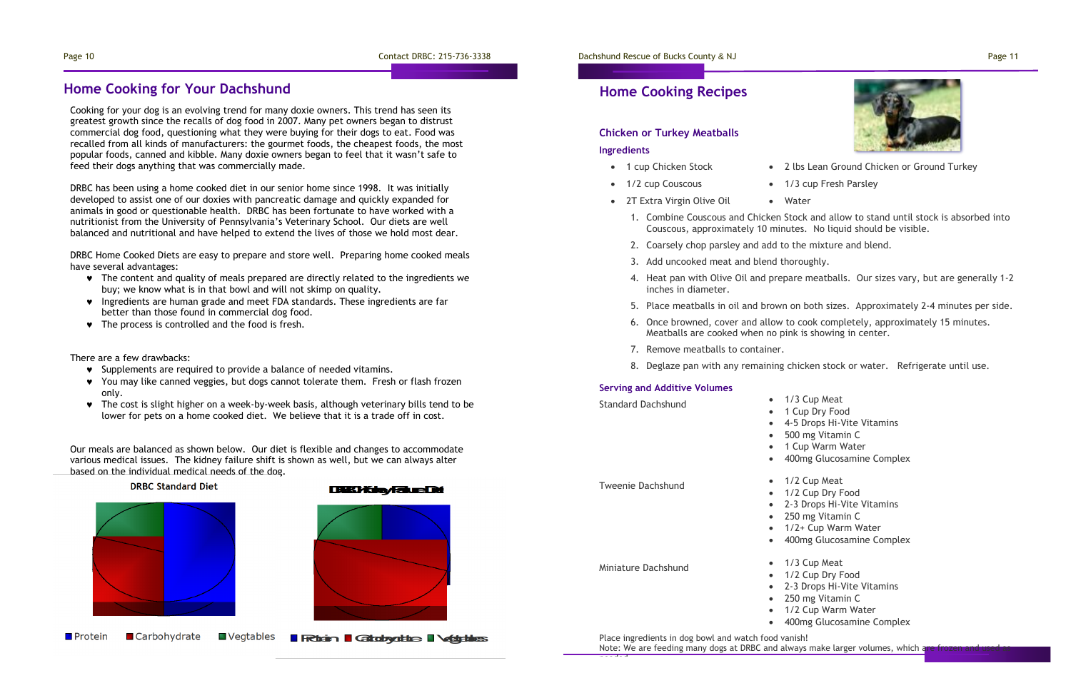## Home Cooking for Your Dachshund

Cooking for your dog is an evolving trend for many doxie owners. This trend has seen its greatest growth since the recalls of dog food in 2007. Many pet owners began to distrust commercial dog food, questioning what they were buying for their dogs to eat. Food was recalled from all kinds of manufacturers: the gourmet foods, the cheapest foods, the most popular foods, canned and kibble. Many doxie owners began to feel that it wasn't safe to feed their dogs anything that was commercially made.

DRBC has been using a home cooked diet in our senior home since 1998. It was initially developed to assist one of our doxies with pancreatic damage and quickly expanded for animals in good or questionable health. DRBC has been fortunate to have worked with a nutritionist from the University of Pennsylvania's Veterinary School. Our diets are well balanced and nutritional and have helped to extend the lives of those we hold most dear.

DRBC Home Cooked Diets are easy to prepare and store well. Preparing home cooked meals have several advantages:

- The content and quality of meals prepared are directly related to the ingredients we buy; we know what is in that bowl and will not skimp on quality.
- Ingredients are human grade and meet FDA standards. These ingredients are far better than those found in commercial dog food.
- The process is controlled and the food is fresh.

There are a few drawbacks:

- Supplements are required to provide a balance of needed vitamins.
- You may like canned veggies, but dogs cannot tolerate them. Fresh or flash frozen only.
- The cost is slight higher on a week-by-week basis, although veterinary bills tend to be lower for pets on a home cooked diet. We believe that it is a trade off in cost.

Our meals are balanced as shown below. Our diet is flexible and changes to accommodate various medical issues. The kidney failure shift is shown as well, but we can always alter based on the individual medical needs of the dog.

DRBC Standard Diet

Protein Carbohydrate Vegtables

DRBC Kidney Failure Diet

Protein Carbohydrate Vegtables

## Home Cooking Recipes

### Chicken or Turkey Meatballs

#### Ingredients

- 1 cup Chicken Stock
- 1/2 cup Couscous
- 2T Extra Virgin Olive Oil
- 2 lbs Lean Ground Chicken or Ground Turkey
- 1/3 cup Fresh Parsley
- Water

1. Combine Couscous and Chicken Stock and allow to stand until stock is absorbed into Couscous, approximately 10 minutes. No liquid should be visible.
2. Coarsely chop parsley and add to the mixture and blend.
3. Add uncooked meat and blend thoroughly.
4. Heat pan with Olive Oil and prepare meatballs. Our sizes vary, but are generally 1-2 inches in diameter.
5. Place meatballs in oil and brown on both sizes. Approximately 2-4 minutes per side.
6. Once browned, cover and allow to cook completely, approximately 15 minutes. Meatballs are cooked when no pink is showing in center.
7. Remove meatballs to container.
8. Deglaze pan with any remaining chicken stock or water. Refrigerate until use.

#### Serving and Additive Volumes

Standard Dachshund

- 1/3 Cup Meat
- 1 Cup Dry Food
- 4-5 Drops Hi-Vite Vitamins
- 500 mg Vitamin C
- 1 Cup Warm Water
- 400mg Glucosamine Complex

Tweenie Dachshund

- 1/2 Cup Meat
- 1/2 Cup Dry Food
- 2-3 Drops Hi-Vite Vitamins
- 250 mg Vitamin C
- 1/2+ Cup Warm Water
- 400mg Glucosamine Complex

Miniature Dachshund

- 1/3 Cup Meat
- 1/2 Cup Dry Food
- 2-3 Drops Hi-Vite Vitamins
- 250 mg Vitamin C
- 1/2 Cup Warm Water
- 400mg Glucosamine Complex

Place ingredients in dog bowl and watch food vanish!

Note: We are feeding many dogs at DRBC and always make larger volumes, which are frozen and used as needed.